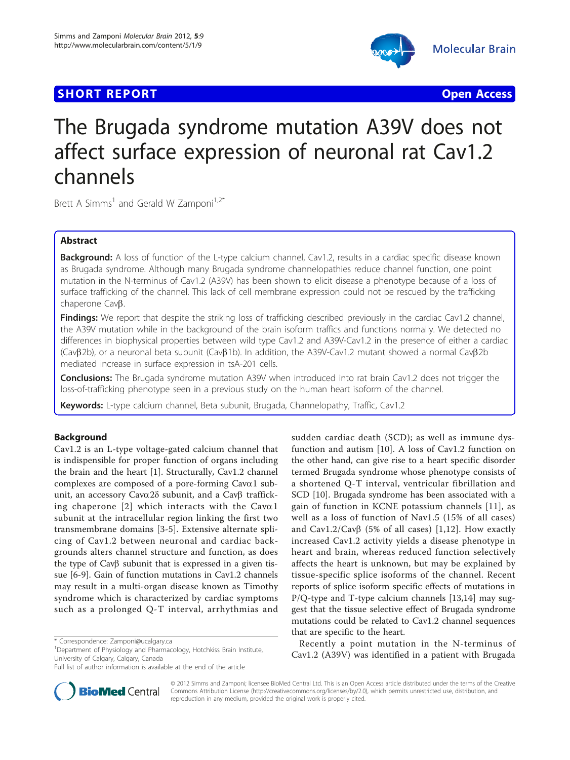# The Brugada syndrome mutation A39V does not affect surface expression of neuronal rat Cav1.2 channels

Brett A Simms[1] and Gerald W Zamponi[1,2*]

## Abstract

**Background:** A loss of function of the L-type calcium channel, Cav1.2, results in a cardiac specific disease known as Brugada syndrome. Although many Brugada syndrome channelopathies reduce channel function, one point mutation in the N-terminus of Cav1.2 (A39V) has been shown to elicit disease a phenotype because of a loss of surface trafficking of the channel. This lack of cell membrane expression could not be rescued by the trafficking chaperone Cavβ.

**Findings:** We report that despite the striking loss of trafficking described previously in the cardiac Cav1.2 channel, the A39V mutation while in the background of the brain isoform traffics and functions normally. We detected no differences in biophysical properties between wild type Cav1.2 and A39V-Cav1.2 in the presence of either a cardiac (Cavβ2b), or a neuronal beta subunit (Cavβ1b). In addition, the A39V-Cav1.2 mutant showed a normal Cavβ2b mediated increase in surface expression in tsA-201 cells.

**Conclusions:** The Brugada syndrome mutation A39V when introduced into rat brain Cav1.2 does not trigger the loss-of-trafficking phenotype seen in a previous study on the human heart isoform of the channel.

**Keywords:** L-type calcium channel, Beta subunit, Brugada, Channelopathy, Traffic, Cav1.2

## Background

Cav1.2 is an L-type voltage-gated calcium channel that is indispensible for proper function of organs including the brain and the heart [1]. Structurally, Cav1.2 channel complexes are composed of a pore-forming Cavα1 subunit, an accessory Cavα2δ subunit, and a Cavβ trafficking chaperone [2] which interacts with the Cavα1 subunit at the intracellular region linking the first two transmembrane domains [3-5]. Extensive alternate splicing of Cav1.2 between neuronal and cardiac backgrounds alters channel structure and function, as does the type of Cavβ subunit that is expressed in a given tissue [6-9]. Gain of function mutations in Cav1.2 channels may result in a multi-organ disease known as Timothy syndrome which is characterized by cardiac symptoms such as a prolonged Q-T interval, arrhythmias and sudden cardiac death (SCD); as well as immune dysfunction and autism [10]. A loss of Cav1.2 function on the other hand, can give rise to a heart specific disorder termed Brugada syndrome whose phenotype consists of a shortened Q-T interval, ventricular fibrillation and SCD [10]. Brugada syndrome has been associated with a gain of function in KCNE potassium channels [11], as well as a loss of function of Nav1.5 (15% of all cases) and Cav1.2/Cavβ (5% of all cases) [1,12]. How exactly increased Cav1.2 activity yields a disease phenotype in heart and brain, whereas reduced function selectively affects the heart is unknown, but may be explained by tissue-specific splice isoforms of the channel. Recent reports of splice isoform specific effects of mutations in P/Q-type and T-type calcium channels [13,14] may suggest that the tissue selective effect of Brugada syndrome mutations could be related to Cav1.2 channel sequences that are specific to the heart.

Recently a point mutation in the N-terminus of Cav1.2 (A39V) was identified in a patient with Brugada

\* Correspondence: Zamponi@ucalgary.ca

[1]Department of Physiology and Pharmacology, Hotchkiss Brain Institute, University of Calgary, Calgary, Canada

Full list of author information is available at the end of the article

© 2012 Simms and Zamponi; licensee BioMed Central Ltd. This is an Open Access article distributed under the terms of the Creative Commons Attribution License (http://creativecommons.org/licenses/by/2.0), which permits unrestricted use, distribution, and reproduction in any medium, provided the original work is properly cited.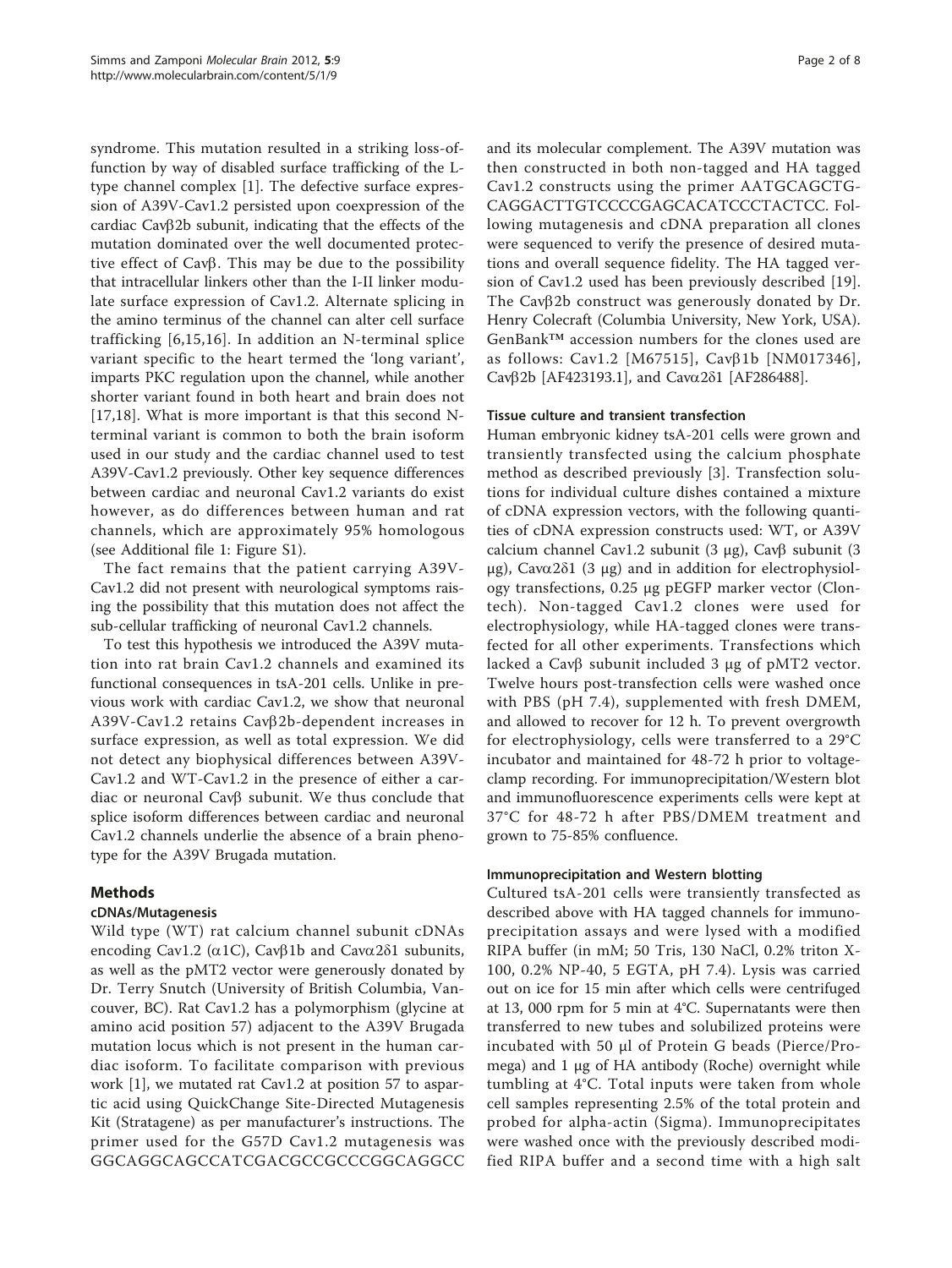syndrome. This mutation resulted in a striking loss-of-function by way of disabled surface trafficking of the L-type channel complex [1]. The defective surface expression of A39V-Cav1.2 persisted upon coexpression of the cardiac Cavβ2b subunit, indicating that the effects of the mutation dominated over the well documented protective effect of Cavβ. This may be due to the possibility that intracellular linkers other than the I-II linker modulate surface expression of Cav1.2. Alternate splicing in the amino terminus of the channel can alter cell surface trafficking [6,15,16]. In addition an N-terminal splice variant specific to the heart termed the 'long variant', imparts PKC regulation upon the channel, while another shorter variant found in both heart and brain does not [17,18]. What is more important is that this second N-terminal variant is common to both the brain isoform used in our study and the cardiac channel used to test A39V-Cav1.2 previously. Other key sequence differences between cardiac and neuronal Cav1.2 variants do exist however, as do differences between human and rat channels, which are approximately 95% homologous (see Additional file 1: Figure S1).

The fact remains that the patient carrying A39V-Cav1.2 did not present with neurological symptoms raising the possibility that this mutation does not affect the sub-cellular trafficking of neuronal Cav1.2 channels.

To test this hypothesis we introduced the A39V mutation into rat brain Cav1.2 channels and examined its functional consequences in tsA-201 cells. Unlike in previous work with cardiac Cav1.2, we show that neuronal A39V-Cav1.2 retains Cavβ2b-dependent increases in surface expression, as well as total expression. We did not detect any biophysical differences between A39V-Cav1.2 and WT-Cav1.2 in the presence of either a cardiac or neuronal Cavβ subunit. We thus conclude that splice isoform differences between cardiac and neuronal Cav1.2 channels underlie the absence of a brain phenotype for the A39V Brugada mutation.

## Methods

### cDNAs/Mutagenesis

Wild type (WT) rat calcium channel subunit cDNAs encoding Cav1.2 (α1C), Cavβ1b and Cavα2δ1 subunits, as well as the pMT2 vector were generously donated by Dr. Terry Snutch (University of British Columbia, Vancouver, BC). Rat Cav1.2 has a polymorphism (glycine at amino acid position 57) adjacent to the A39V Brugada mutation locus which is not present in the human cardiac isoform. To facilitate comparison with previous work [1], we mutated rat Cav1.2 at position 57 to aspartic acid using QuickChange Site-Directed Mutagenesis Kit (Stratagene) as per manufacturer's instructions. The primer used for the G57D Cav1.2 mutagenesis was GGCAGGCAGCCATCGACGCCGCCCGGCAGGCC and its molecular complement. The A39V mutation was then constructed in both non-tagged and HA tagged Cav1.2 constructs using the primer AATGCAGCTGCAGGACTTGTCCCCGAGCACATCCCTACTCC. Following mutagenesis and cDNA preparation all clones were sequenced to verify the presence of desired mutations and overall sequence fidelity. The HA tagged version of Cav1.2 used has been previously described [19]. The Cavβ2b construct was generously donated by Dr. Henry Colecraft (Columbia University, New York, USA). GenBank™ accession numbers for the clones used are as follows: Cav1.2 [M67515], Cavβ1b [NM017346], Cavβ2b [AF423193.1], and Cavα2δ1 [AF286488].

### Tissue culture and transient transfection

Human embryonic kidney tsA-201 cells were grown and transiently transfected using the calcium phosphate method as described previously [3]. Transfection solutions for individual culture dishes contained a mixture of cDNA expression vectors, with the following quantities of cDNA expression constructs used: WT, or A39V calcium channel Cav1.2 subunit (3 μg), Cavβ subunit (3 μg), Cavα2δ1 (3 μg) and in addition for electrophysiology transfections, 0.25 μg pEGFP marker vector (Clontech). Non-tagged Cav1.2 clones were used for electrophysiology, while HA-tagged clones were transfected for all other experiments. Transfections which lacked a Cavβ subunit included 3 μg of pMT2 vector. Twelve hours post-transfection cells were washed once with PBS (pH 7.4), supplemented with fresh DMEM, and allowed to recover for 12 h. To prevent overgrowth for electrophysiology, cells were transferred to a 29°C incubator and maintained for 48-72 h prior to voltage-clamp recording. For immunoprecipitation/Western blot and immunofluorescence experiments cells were kept at 37°C for 48-72 h after PBS/DMEM treatment and grown to 75-85% confluence.

### Immunoprecipitation and Western blotting

Cultured tsA-201 cells were transiently transfected as described above with HA tagged channels for immunoprecipitation assays and were lysed with a modified RIPA buffer (in mM; 50 Tris, 130 NaCl, 0.2% triton X-100, 0.2% NP-40, 5 EGTA, pH 7.4). Lysis was carried out on ice for 15 min after which cells were centrifuged at 13, 000 rpm for 5 min at 4°C. Supernatants were then transferred to new tubes and solubilized proteins were incubated with 50 μl of Protein G beads (Pierce/Promega) and 1 μg of HA antibody (Roche) overnight while tumbling at 4°C. Total inputs were taken from whole cell samples representing 2.5% of the total protein and probed for alpha-actin (Sigma). Immunoprecipitates were washed once with the previously described modified RIPA buffer and a second time with a high salt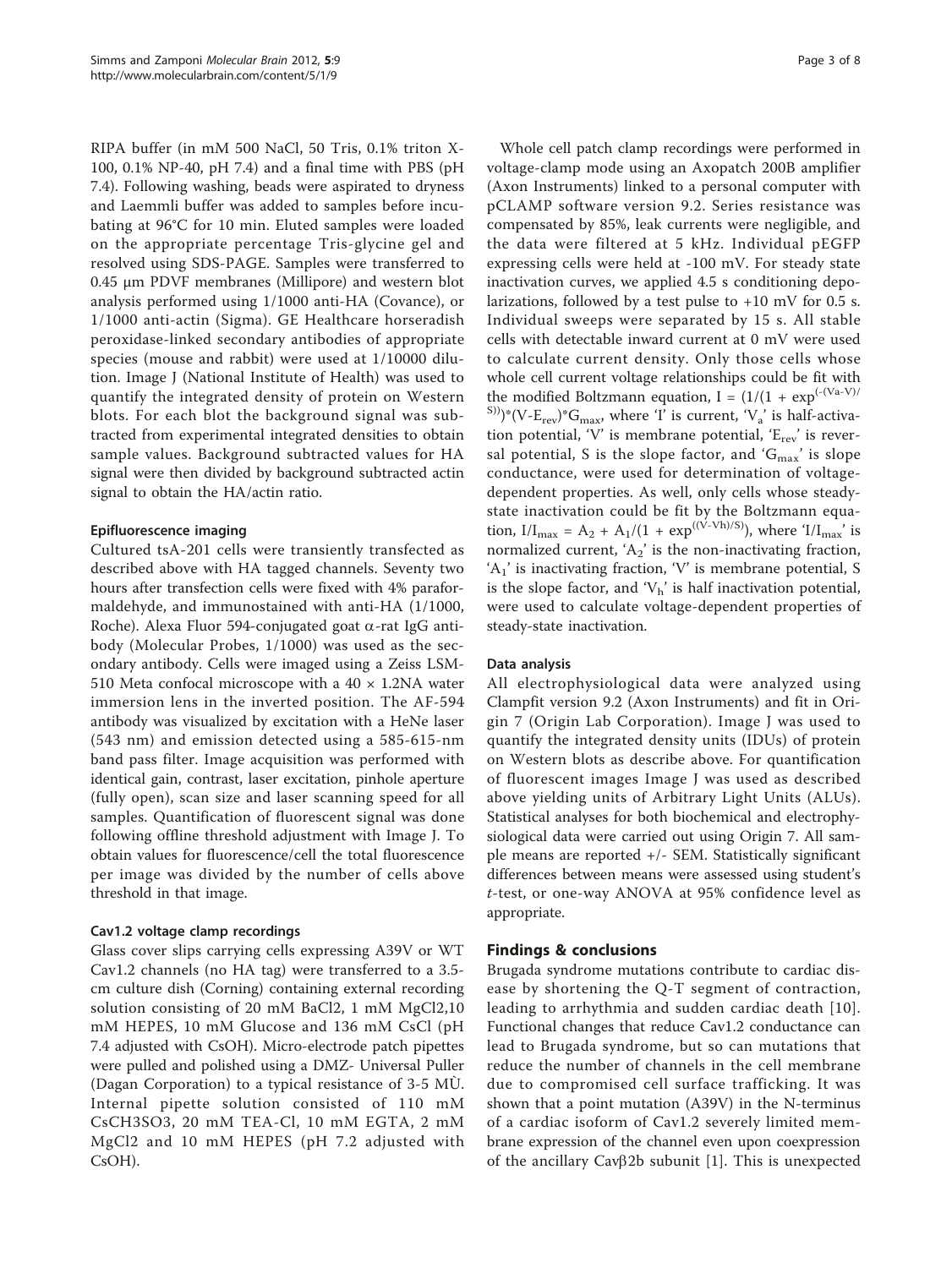RIPA buffer (in mM 500 NaCl, 50 Tris, 0.1% triton X-100, 0.1% NP-40, pH 7.4) and a final time with PBS (pH 7.4). Following washing, beads were aspirated to dryness and Laemmli buffer was added to samples before incubating at 96°C for 10 min. Eluted samples were loaded on the appropriate percentage Tris-glycine gel and resolved using SDS-PAGE. Samples were transferred to 0.45 μm PDVF membranes (Millipore) and western blot analysis performed using 1/1000 anti-HA (Covance), or 1/1000 anti-actin (Sigma). GE Healthcare horseradish peroxidase-linked secondary antibodies of appropriate species (mouse and rabbit) were used at 1/10000 dilution. Image J (National Institute of Health) was used to quantify the integrated density of protein on Western blots. For each blot the background signal was subtracted from experimental integrated densities to obtain sample values. Background subtracted values for HA signal were then divided by background subtracted actin signal to obtain the HA/actin ratio.

#### Epifluorescence imaging

Cultured tsA-201 cells were transiently transfected as described above with HA tagged channels. Seventy two hours after transfection cells were fixed with 4% paraformaldehyde, and immunostained with anti-HA (1/1000, Roche). Alexa Fluor 594-conjugated goat α-rat IgG antibody (Molecular Probes, 1/1000) was used as the secondary antibody. Cells were imaged using a Zeiss LSM-510 Meta confocal microscope with a 40 × 1.2NA water immersion lens in the inverted position. The AF-594 antibody was visualized by excitation with a HeNe laser (543 nm) and emission detected using a 585-615-nm band pass filter. Image acquisition was performed with identical gain, contrast, laser excitation, pinhole aperture (fully open), scan size and laser scanning speed for all samples. Quantification of fluorescent signal was done following offline threshold adjustment with Image J. To obtain values for fluorescence/cell the total fluorescence per image was divided by the number of cells above threshold in that image.

#### Cav1.2 voltage clamp recordings

Glass cover slips carrying cells expressing A39V or WT Cav1.2 channels (no HA tag) were transferred to a 3.5-cm culture dish (Corning) containing external recording solution consisting of 20 mM $BaCl_2$, 1 mM $MgCl_2$,10 mM HEPES, 10 mM Glucose and 136 mM CsCl (pH 7.4 adjusted with CsOH). Micro-electrode patch pipettes were pulled and polished using a DMZ- Universal Puller (Dagan Corporation) to a typical resistance of 3-5 MÙ. Internal pipette solution consisted of 110 mM $CsCH_3SO_3$, 20 mM TEA-Cl, 10 mM EGTA, 2 mM $MgCl_2$ and 10 mM HEPES (pH 7.2 adjusted with CsOH).

Whole cell patch clamp recordings were performed in voltage-clamp mode using an Axopatch 200B amplifier (Axon Instruments) linked to a personal computer with pCLAMP software version 9.2. Series resistance was compensated by 85%, leak currents were negligible, and the data were filtered at 5 kHz. Individual pEGFP expressing cells were held at -100 mV. For steady state inactivation curves, we applied 4.5 s conditioning depolarizations, followed by a test pulse to +10 mV for 0.5 s. Individual sweeps were separated by 15 s. All stable cells with detectable inward current at 0 mV were used to calculate current density. Only those cells whose whole cell current voltage relationships could be fit with the modified Boltzmann equation, $I = (1/(1 + \exp^{(-(V_a-V)/S))})*(V-E_{rev})*G_{max}$, where 'I' is current, '$V_a$' is half-activation potential, 'V' is membrane potential, '$E_{rev}$' is reversal potential, S is the slope factor, and '$G_{max}$' is slope conductance, were used for determination of voltage-dependent properties. As well, only cells whose steady-state inactivation could be fit by the Boltzmann equation, $I/I_{max} = A_2 + A_1/(1 + \exp^{((V-Vh)/S)})$, where '$I/I_{max}$' is normalized current, '$A_2$' is the non-inactivating fraction, '$A_1$' is inactivating fraction, 'V' is membrane potential, S is the slope factor, and '$V_h$' is half inactivation potential, were used to calculate voltage-dependent properties of steady-state inactivation.

#### Data analysis

All electrophysiological data were analyzed using Clampfit version 9.2 (Axon Instruments) and fit in Origin 7 (Origin Lab Corporation). Image J was used to quantify the integrated density units (IDUs) of protein on Western blots as describe above. For quantification of fluorescent images Image J was used as described above yielding units of Arbitrary Light Units (ALUs). Statistical analyses for both biochemical and electrophysiological data were carried out using Origin 7. All sample means are reported +/- SEM. Statistically significant differences between means were assessed using student's *t*-test, or one-way ANOVA at 95% confidence level as appropriate.

## Findings & conclusions

Brugada syndrome mutations contribute to cardiac disease by shortening the Q-T segment of contraction, leading to arrhythmia and sudden cardiac death [10]. Functional changes that reduce Cav1.2 conductance can lead to Brugada syndrome, but so can mutations that reduce the number of channels in the cell membrane due to compromised cell surface trafficking. It was shown that a point mutation (A39V) in the N-terminus of a cardiac isoform of Cav1.2 severely limited membrane expression of the channel even upon coexpression of the ancillary Cavβ2b subunit [1]. This is unexpected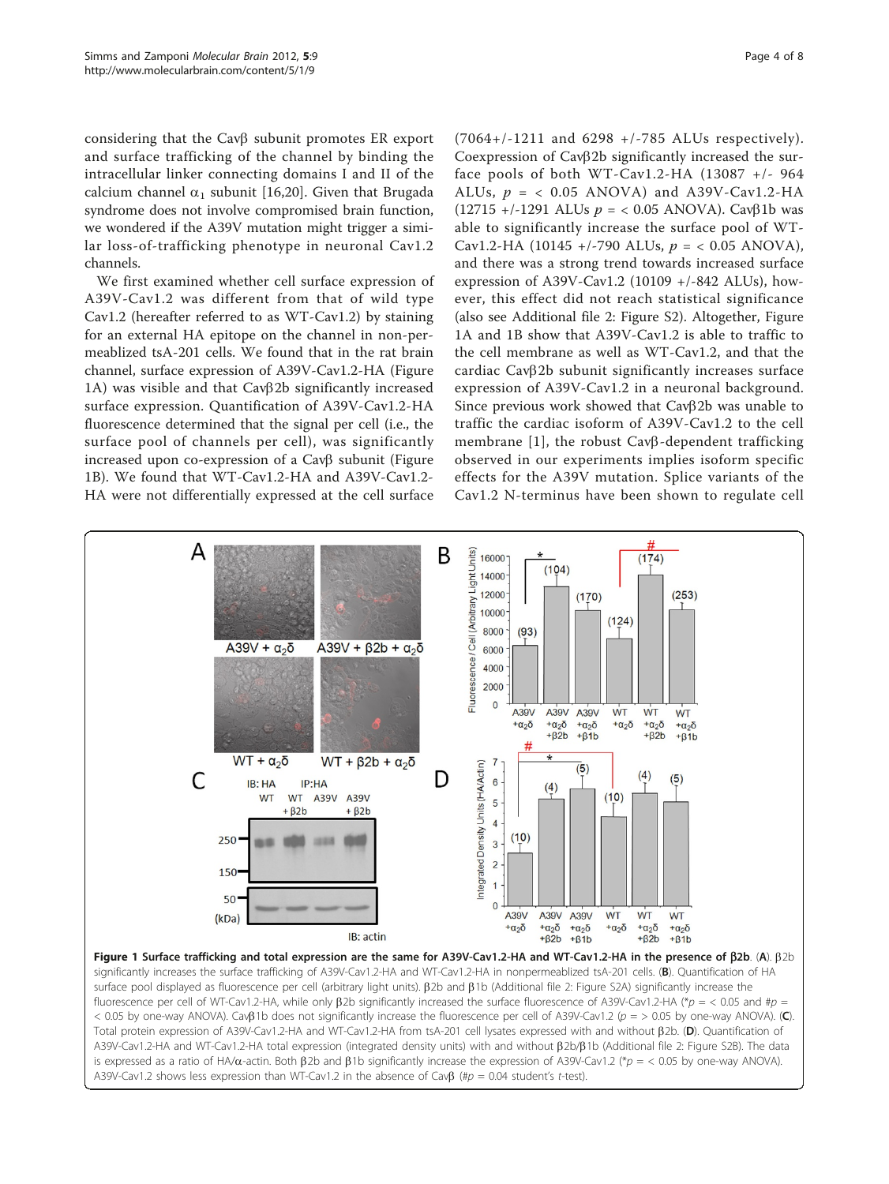considering that the Cavβ subunit promotes ER export and surface trafficking of the channel by binding the intracellular linker connecting domains I and II of the calcium channel $\alpha_1$ subunit [16,20]. Given that Brugada syndrome does not involve compromised brain function, we wondered if the A39V mutation might trigger a similar loss-of-trafficking phenotype in neuronal Cav1.2 channels.

We first examined whether cell surface expression of A39V-Cav1.2 was different from that of wild type Cav1.2 (hereafter referred to as WT-Cav1.2) by staining for an external HA epitope on the channel in non-permeablized tsA-201 cells. We found that in the rat brain channel, surface expression of A39V-Cav1.2-HA (Figure 1A) was visible and that Cavβ2b significantly increased surface expression. Quantification of A39V-Cav1.2-HA fluorescence determined that the signal per cell (i.e., the surface pool of channels per cell), was significantly increased upon co-expression of a Cavβ subunit (Figure 1B). We found that WT-Cav1.2-HA and A39V-Cav1.2-HA were not differentially expressed at the cell surface (7064+/-1211 and 6298 +/-785 ALUs respectively). Coexpression of Cavβ2b significantly increased the surface pools of both WT-Cav1.2-HA (13087 +/- 964 ALUs, $p = < 0.05$ ANOVA) and A39V-Cav1.2-HA (12715 +/-1291 ALUs $p = < 0.05$ ANOVA). Cavβ1b was able to significantly increase the surface pool of WT-Cav1.2-HA (10145 +/-790 ALUs, $p = < 0.05$ ANOVA), and there was a strong trend towards increased surface expression of A39V-Cav1.2 (10109 +/-842 ALUs), however, this effect did not reach statistical significance (also see Additional file 2: Figure S2). Altogether, Figure 1A and 1B show that A39V-Cav1.2 is able to traffic to the cell membrane as well as WT-Cav1.2, and that the cardiac Cavβ2b subunit significantly increases surface expression of A39V-Cav1.2 in a neuronal background. Since previous work showed that Cavβ2b was unable to traffic the cardiac isoform of A39V-Cav1.2 to the cell membrane [1], the robust Cavβ-dependent trafficking observed in our experiments implies isoform specific effects for the A39V mutation. Splice variants of the Cav1.2 N-terminus have been shown to regulate cell

**Figure 1 Surface trafficking and total expression are the same for A39V-Cav1.2-HA and WT-Cav1.2-HA in the presence of β2b**. (**A**). β2b significantly increases the surface trafficking of A39V-Cav1.2-HA and WT-Cav1.2-HA in nonpermeablized tsA-201 cells. (**B**). Quantification of HA surface pool displayed as fluorescence per cell (arbitrary light units). β2b and β1b (Additional file 2: Figure S2A) significantly increase the fluorescence per cell of WT-Cav1.2-HA, while only β2b significantly increased the surface fluorescence of A39V-Cav1.2-HA (*$p = < 0.05$ and #$p = < 0.05$ by one-way ANOVA). Cavβ1b does not significantly increase the fluorescence per cell of A39V-Cav1.2 ($p = > 0.05$ by one-way ANOVA). (**C**). Total protein expression of A39V-Cav1.2-HA and WT-Cav1.2-HA from tsA-201 cell lysates expressed with and without β2b. (**D**). Quantification of A39V-Cav1.2-HA and WT-Cav1.2-HA total expression (integrated density units) with and without β2b/β1b (Additional file 2: Figure S2B). The data is expressed as a ratio of HA/α-actin. Both β2b and β1b significantly increase the expression of A39V-Cav1.2 (*$p = < 0.05$ by one-way ANOVA). A39V-Cav1.2 shows less expression than WT-Cav1.2 in the absence of Cavβ (#$p = 0.04$ student's t-test).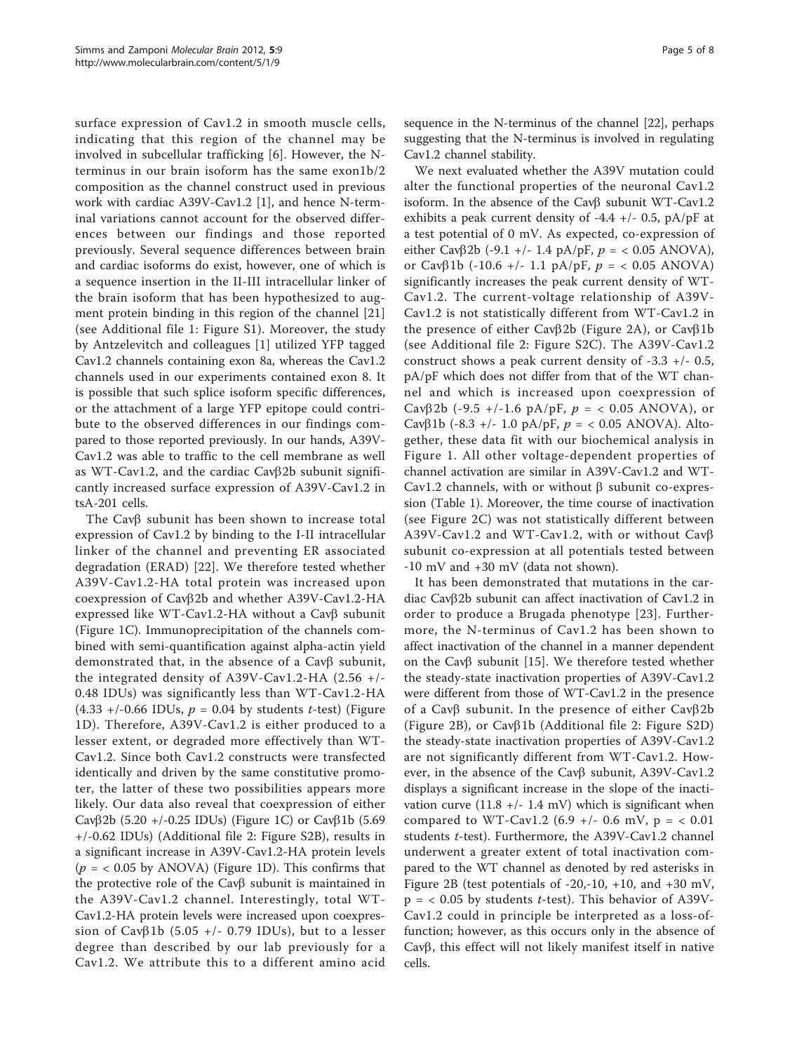surface expression of Cav1.2 in smooth muscle cells, indicating that this region of the channel may be involved in subcellular trafficking [6]. However, the N-terminus in our brain isoform has the same exon1b/2 composition as the channel construct used in previous work with cardiac A39V-Cav1.2 [1], and hence N-terminal variations cannot account for the observed differences between our findings and those reported previously. Several sequence differences between brain and cardiac isoforms do exist, however, one of which is a sequence insertion in the II-III intracellular linker of the brain isoform that has been hypothesized to augment protein binding in this region of the channel [21] (see Additional file 1: Figure S1). Moreover, the study by Antzelevitch and colleagues [1] utilized YFP tagged Cav1.2 channels containing exon 8a, whereas the Cav1.2 channels used in our experiments contained exon 8. It is possible that such splice isoform specific differences, or the attachment of a large YFP epitope could contribute to the observed differences in our findings compared to those reported previously. In our hands, A39V-Cav1.2 was able to traffic to the cell membrane as well as WT-Cav1.2, and the cardiac Cavβ2b subunit significantly increased surface expression of A39V-Cav1.2 in tsA-201 cells.

The Cavβ subunit has been shown to increase total expression of Cav1.2 by binding to the I-II intracellular linker of the channel and preventing ER associated degradation (ERAD) [22]. We therefore tested whether A39V-Cav1.2-HA total protein was increased upon coexpression of Cavβ2b and whether A39V-Cav1.2-HA expressed like WT-Cav1.2-HA without a Cavβ subunit (Figure 1C). Immunoprecipitation of the channels combined with semi-quantification against alpha-actin yield demonstrated that, in the absence of a Cavβ subunit, the integrated density of A39V-Cav1.2-HA (2.56 +/- 0.48 IDUs) was significantly less than WT-Cav1.2-HA (4.33 +/-0.66 IDUs, $p = 0.04$ by students *t*-test) (Figure 1D). Therefore, A39V-Cav1.2 is either produced to a lesser extent, or degraded more effectively than WT-Cav1.2. Since both Cav1.2 constructs were transfected identically and driven by the same constitutive promoter, the latter of these two possibilities appears more likely. Our data also reveal that coexpression of either Cavβ2b (5.20 +/-0.25 IDUs) (Figure 1C) or Cavβ1b (5.69 +/-0.62 IDUs) (Additional file 2: Figure S2B), results in a significant increase in A39V-Cav1.2-HA protein levels ($p = < 0.05$ by ANOVA) (Figure 1D). This confirms that the protective role of the Cavβ subunit is maintained in the A39V-Cav1.2 channel. Interestingly, total WT-Cav1.2-HA protein levels were increased upon coexpression of Cavβ1b (5.05 +/- 0.79 IDUs), but to a lesser degree than described by our lab previously for a Cav1.2. We attribute this to a different amino acid sequence in the N-terminus of the channel [22], perhaps suggesting that the N-terminus is involved in regulating Cav1.2 channel stability.

We next evaluated whether the A39V mutation could alter the functional properties of the neuronal Cav1.2 isoform. In the absence of the Cavβ subunit WT-Cav1.2 exhibits a peak current density of -4.4 +/- 0.5, pA/pF at a test potential of 0 mV. As expected, co-expression of either Cavβ2b (-9.1 +/- 1.4 pA/pF, $p = < 0.05$ ANOVA), or Cavβ1b (-10.6 +/- 1.1 pA/pF, $p = < 0.05$ ANOVA) significantly increases the peak current density of WT-Cav1.2. The current-voltage relationship of A39V-Cav1.2 is not statistically different from WT-Cav1.2 in the presence of either Cavβ2b (Figure 2A), or Cavβ1b (see Additional file 2: Figure S2C). The A39V-Cav1.2 construct shows a peak current density of -3.3 +/- 0.5, pA/pF which does not differ from that of the WT channel and which is increased upon coexpression of Cavβ2b (-9.5 +/-1.6 pA/pF, $p = < 0.05$ ANOVA), or Cavβ1b (-8.3 +/- 1.0 pA/pF, $p = < 0.05$ ANOVA). Altogether, these data fit with our biochemical analysis in Figure 1. All other voltage-dependent properties of channel activation are similar in A39V-Cav1.2 and WT-Cav1.2 channels, with or without β subunit co-expression (Table 1). Moreover, the time course of inactivation (see Figure 2C) was not statistically different between A39V-Cav1.2 and WT-Cav1.2, with or without Cavβ subunit co-expression at all potentials tested between -10 mV and +30 mV (data not shown).

It has been demonstrated that mutations in the cardiac Cavβ2b subunit can affect inactivation of Cav1.2 in order to produce a Brugada phenotype [23]. Furthermore, the N-terminus of Cav1.2 has been shown to affect inactivation of the channel in a manner dependent on the Cavβ subunit [15]. We therefore tested whether the steady-state inactivation properties of A39V-Cav1.2 were different from those of WT-Cav1.2 in the presence of a Cavβ subunit. In the presence of either Cavβ2b (Figure 2B), or Cavβ1b (Additional file 2: Figure S2D) the steady-state inactivation properties of A39V-Cav1.2 are not significantly different from WT-Cav1.2. However, in the absence of the Cavβ subunit, A39V-Cav1.2 displays a significant increase in the slope of the inactivation curve (11.8 +/- 1.4 mV) which is significant when compared to WT-Cav1.2 (6.9 +/- 0.6 mV, $p = < 0.01$ students *t*-test). Furthermore, the A39V-Cav1.2 channel underwent a greater extent of total inactivation compared to the WT channel as denoted by red asterisks in Figure 2B (test potentials of -20,-10, +10, and +30 mV, $p = < 0.05$ by students *t*-test). This behavior of A39V-Cav1.2 could in principle be interpreted as a loss-of-function; however, as this occurs only in the absence of Cavβ, this effect will not likely manifest itself in native cells.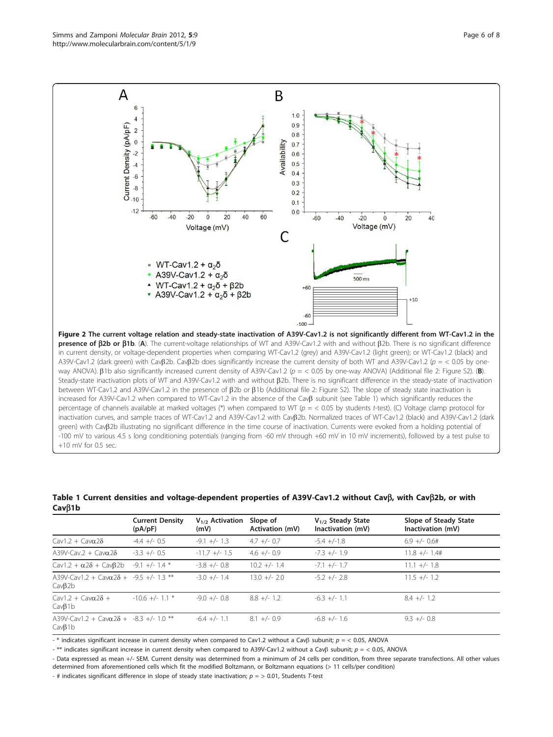**Figure 2 The current voltage relation and steady-state inactivation of A39V-Cav1.2 is not significantly different from WT-Cav1.2 in the presence of β2b or β1b**. (**A**). The current-voltage relationships of WT and A39V-Cav1.2 with and without β2b. There is no significant difference in current density, or voltage-dependent properties when comparing WT-Cav1.2 (grey) and A39V-Cav1.2 (light green); or WT-Cav1.2 (black) and A39V-Cav1.2 (dark green) with Cavβ2b. Cavβ2b does significantly increase the current density of both WT and A39V-Cav1.2 ($p = < 0.05$ by one-way ANOVA). β1b also significantly increased current density of A39V-Cav1.2 ($p = < 0.05$ by one-way ANOVA) (Additional file 2: Figure S2). (**B**). Steady-state inactivation plots of WT and A39V-Cav1.2 with and without β2b. There is no significant difference in the steady-state of inactivation between WT-Cav1.2 and A39V-Cav1.2 in the presence of β2b or β1b (Additional file 2: Figure S2). The slope of steady state inactivation is increased for A39V-Cav1.2 when compared to WT-Cav1.2 in the absence of the Cavβ subunit (see Table 1) which significantly reduces the percentage of channels available at marked voltages (*) when compared to WT ($p = < 0.05$ by students t-test). (C) Voltage clamp protocol for inactivation curves, and sample traces of WT-Cav1.2 and A39V-Cav1.2 with Cavβ2b. Normalized traces of WT-Cav1.2 (black) and A39V-Cav1.2 (dark green) with Cavβ2b illustrating no significant difference in the time course of inactivation. Currents were evoked from a holding potential of -100 mV to various 4.5 s long conditioning potentials (ranging from -60 mV through +60 mV in 10 mV increments), followed by a test pulse to +10 mV for 0.5 sec.

**Table 1 Current densities and voltage-dependent properties of A39V-Cav1.2 without Cavβ, with Cavβ2b, or with Cavβ1b**

| | Current Density (pA/pF) | $V_{1/2}$ Activation (mV) | Slope of Activation (mV) | $V_{1/2}$ Steady State Inactivation (mV) | Slope of Steady State Inactivation (mV) |
|---|---|---|---|---|---|
| Cav1.2 + Cavα2δ | -4.4 +/- 0.5 | -9.1 +/- 1.3 | 4.7 +/- 0.7 | -5.4 +/-1.8 | 6.9 +/- 0.6# |
| A39V-Cav.2 + Cavα2δ | -3.3 +/- 0.5 | -11.7 +/- 1.5 | 4.6 +/- 0.9 | -7.3 +/- 1.9 | 11.8 +/- 1.4# |
| Cav1.2 + α2δ + Cavβ2b | -9.1 +/- 1.4 * | -3.8 +/- 0.8 | 10.2 +/- 1.4 | -7.1 +/- 1.7 | 11.1 +/- 1.8 |
| A39V-Cav1.2 + Cavα2δ + Cavβ2b | -9.5 +/- 1.3 ** | -3.0 +/- 1.4 | 13.0 +/- 2.0 | -5.2 +/- 2.8 | 11.5 +/- 1.2 |
| Cav1.2 + Cavα2δ + Cavβ1b | -10.6 +/- 1.1 * | -9.0 +/- 0.8 | 8.8 +/- 1.2 | -6.3 +/- 1.1 | 8.4 +/- 1.2 |
| A39V-Cav1.2 + Cavα2δ + Cavβ1b | -8.3 +/- 1.0 ** | -6.4 +/- 1.1 | 8.1 +/- 0.9 | -6.8 +/- 1.6 | 9.3 +/- 0.8 |

- * indicates significant increase in current density when compared to Cav1.2 without a Cavβ subunit; $p = < 0.05$, ANOVA
- ** indicates significant increase in current density when compared to A39V-Cav1.2 without a Cavβ subunit; $p = < 0.05$, ANOVA
- Data expressed as mean +/- SEM. Current density was determined from a minimum of 24 cells per condition, from three separate transfections. All other values determined from aforementioned cells which fit the modified Boltzmann, or Boltzmann equations (> 11 cells/per condition)
- # indicates significant difference in slope of steady state inactivation; $p = > 0.01$, Students T-test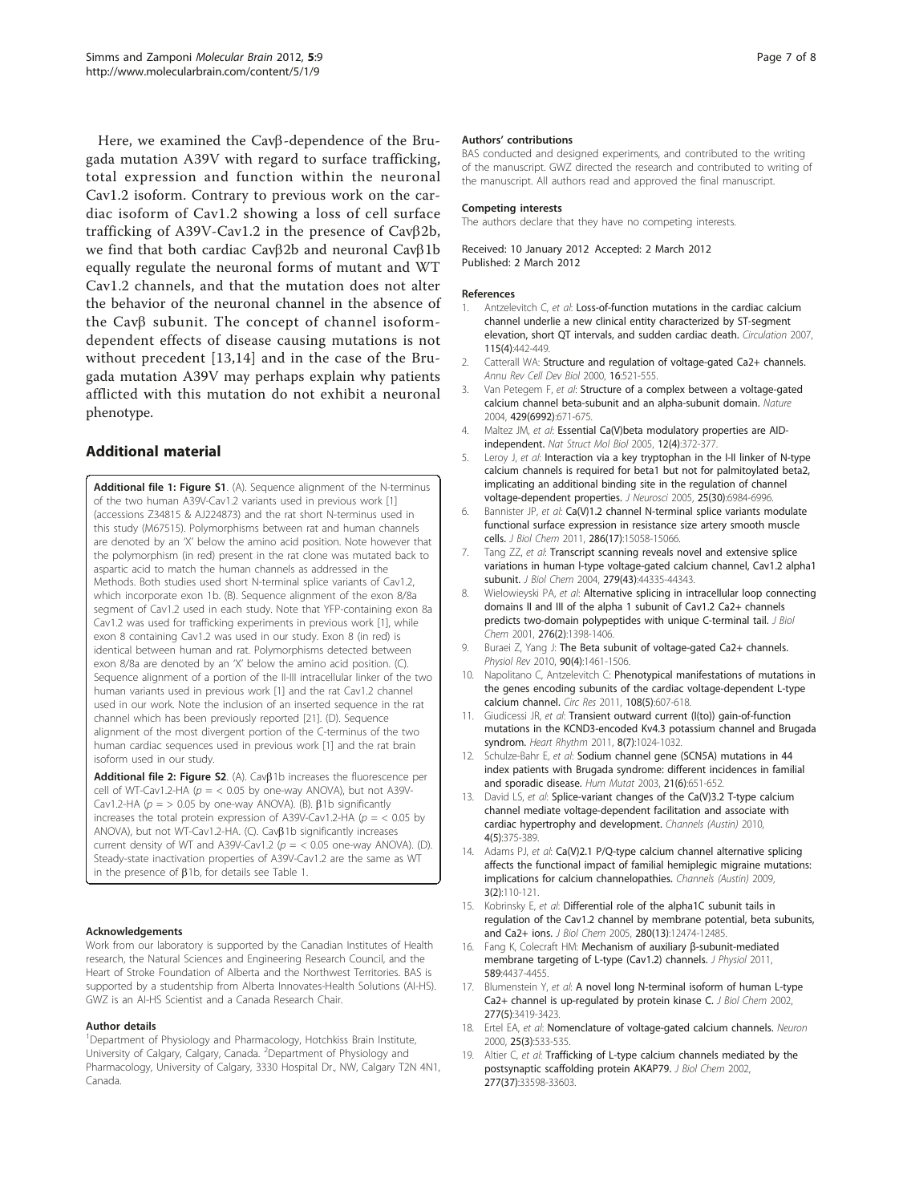Here, we examined the Cavβ-dependence of the Brugada mutation A39V with regard to surface trafficking, total expression and function within the neuronal Cav1.2 isoform. Contrary to previous work on the cardiac isoform of Cav1.2 showing a loss of cell surface trafficking of A39V-Cav1.2 in the presence of Cavβ2b, we find that both cardiac Cavβ2b and neuronal Cavβ1b equally regulate the neuronal forms of mutant and WT Cav1.2 channels, and that the mutation does not alter the behavior of the neuronal channel in the absence of the Cavβ subunit. The concept of channel isoform-dependent effects of disease causing mutations is not without precedent [13,14] and in the case of the Brugada mutation A39V may perhaps explain why patients afflicted with this mutation do not exhibit a neuronal phenotype.

## Additional material

**Additional file 1: Figure S1**. (A). Sequence alignment of the N-terminus of the two human A39V-Cav1.2 variants used in previous work [1] (accessions Z34815 & AJ224873) and the rat short N-terminus used in this study (M67515). Polymorphisms between rat and human channels are denoted by an 'X' below the amino acid position. Note however that the polymorphism (in red) present in the rat clone was mutated back to aspartic acid to match the human channels as addressed in the Methods. Both studies used short N-terminal splice variants of Cav1.2, which incorporate exon 1b. (B). Sequence alignment of the exon 8/8a segment of Cav1.2 used in each study. Note that YFP-containing exon 8a Cav1.2 was used for trafficking experiments in previous work [1], while exon 8 containing Cav1.2 was used in our study. Exon 8 (in red) is identical between human and rat. Polymorphisms detected between exon 8/8a are denoted by an 'X' below the amino acid position. (C). Sequence alignment of a portion of the II-III intracellular linker of the two human variants used in previous work [1] and the rat Cav1.2 channel used in our work. Note the inclusion of an inserted sequence in the rat channel which has been previously reported [21]. (D). Sequence alignment of the most divergent portion of the C-terminus of the two human cardiac sequences used in previous work [1] and the rat brain isoform used in our study.

**Additional file 2: Figure S2**. (A). Cavβ1b increases the fluorescence per cell of WT-Cav1.2-HA ($p = < 0.05$ by one-way ANOVA), but not A39V-Cav1.2-HA ($p = > 0.05$ by one-way ANOVA). (B). β1b significantly increases the total protein expression of A39V-Cav1.2-HA ($p = < 0.05$ by ANOVA), but not WT-Cav1.2-HA. (C). Cavβ1b significantly increases current density of WT and A39V-Cav1.2 ($p = < 0.05$ one-way ANOVA). (D). Steady-state inactivation properties of A39V-Cav1.2 are the same as WT in the presence of β1b, for details see Table 1.

#### Acknowledgements

Work from our laboratory is supported by the Canadian Institutes of Health research, the Natural Sciences and Engineering Research Council, and the Heart of Stroke Foundation of Alberta and the Northwest Territories. BAS is supported by a studentship from Alberta Innovates-Health Solutions (AI-HS). GWZ is an AI-HS Scientist and a Canada Research Chair.

#### Author details

[1]Department of Physiology and Pharmacology, Hotchkiss Brain Institute, University of Calgary, Calgary, Canada. [2]Department of Physiology and Pharmacology, University of Calgary, 3330 Hospital Dr., NW, Calgary T2N 4N1, Canada.

#### Authors' contributions

BAS conducted and designed experiments, and contributed to the writing of the manuscript. GWZ directed the research and contributed to writing of the manuscript. All authors read and approved the final manuscript.

#### Competing interests

The authors declare that they have no competing interests.

Received: 10 January 2012 Accepted: 2 March 2012
Published: 2 March 2012

#### References

1. Antzelevitch C, *et al*: **Loss-of-function mutations in the cardiac calcium channel underlie a new clinical entity characterized by ST-segment elevation, short QT intervals, and sudden cardiac death.** *Circulation* 2007, **115(4)**:442-449.
2. Catterall WA: **Structure and regulation of voltage-gated Ca2+ channels.** *Annu Rev Cell Dev Biol* 2000, **16**:521-555.
3. Van Petegem F, *et al*: **Structure of a complex between a voltage-gated calcium channel beta-subunit and an alpha-subunit domain.** *Nature* 2004, **429(6992)**:671-675.
4. Maltez JM, *et al*: **Essential Ca(V)beta modulatory properties are AID-independent.** *Nat Struct Mol Biol* 2005, **12(4)**:372-377.
5. Leroy J, *et al*: **Interaction via a key tryptophan in the I-II linker of N-type calcium channels is required for beta1 but not for palmitoylated beta2, implicating an additional binding site in the regulation of channel voltage-dependent properties.** *J Neurosci* 2005, **25(30)**:6984-6996.
6. Bannister JP, *et al*: **Ca(V)1.2 channel N-terminal splice variants modulate functional surface expression in resistance size artery smooth muscle cells.** *J Biol Chem* 2011, **286(17)**:15058-15066.
7. Tang ZZ, *et al*: **Transcript scanning reveals novel and extensive splice variations in human l-type voltage-gated calcium channel, Cav1.2 alpha1 subunit.** *J Biol Chem* 2004, **279(43)**:44335-44343.
8. Wielowieyski PA, *et al*: **Alternative splicing in intracellular loop connecting domains II and III of the alpha 1 subunit of Cav1.2 Ca2+ channels predicts two-domain polypeptides with unique C-terminal tail.** *J Biol Chem* 2001, **276(2)**:1398-1406.
9. Buraei Z, Yang J: **The Beta subunit of voltage-gated Ca2+ channels.** *Physiol Rev* 2010, **90(4)**:1461-1506.
10. Napolitano C, Antzelevitch C: **Phenotypical manifestations of mutations in the genes encoding subunits of the cardiac voltage-dependent L-type calcium channel.** *Circ Res* 2011, **108(5)**:607-618.
11. Giudicessi JR, *et al*: **Transient outward current (I(to)) gain-of-function mutations in the KCND3-encoded Kv4.3 potassium channel and Brugada syndrom.** *Heart Rhythm* 2011, **8(7)**:1024-1032.
12. Schulze-Bahr E, *et al*: **Sodium channel gene (SCN5A) mutations in 44 index patients with Brugada syndrome: different incidences in familial and sporadic disease.** *Hum Mutat* 2003, **21(6)**:651-652.
13. David LS, *et al*: **Splice-variant changes of the Ca(V)3.2 T-type calcium channel mediate voltage-dependent facilitation and associate with cardiac hypertrophy and development.** *Channels (Austin)* 2010, **4(5)**:375-389.
14. Adams PJ, *et al*: **Ca(V)2.1 P/Q-type calcium channel alternative splicing affects the functional impact of familial hemiplegic migraine mutations: implications for calcium channelopathies.** *Channels (Austin)* 2009, **3(2)**:110-121.
15. Kobrinsky E, *et al*: **Differential role of the alpha1C subunit tails in regulation of the Cav1.2 channel by membrane potential, beta subunits, and Ca2+ ions.** *J Biol Chem* 2005, **280(13)**:12474-12485.
16. Fang K, Colecraft HM: **Mechanism of auxiliary β-subunit-mediated membrane targeting of L-type (Cav1.2) channels.** *J Physiol* 2011, **589**:4437-4455.
17. Blumenstein Y, *et al*: **A novel long N-terminal isoform of human L-type Ca2+ channel is up-regulated by protein kinase C.** *J Biol Chem* 2002, **277(5)**:3419-3423.
18. Ertel EA, *et al*: **Nomenclature of voltage-gated calcium channels.** *Neuron* 2000, **25(3)**:533-535.
19. Altier C, *et al*: **Trafficking of L-type calcium channels mediated by the postsynaptic scaffolding protein AKAP79.** *J Biol Chem* 2002, **277(37)**:33598-33603.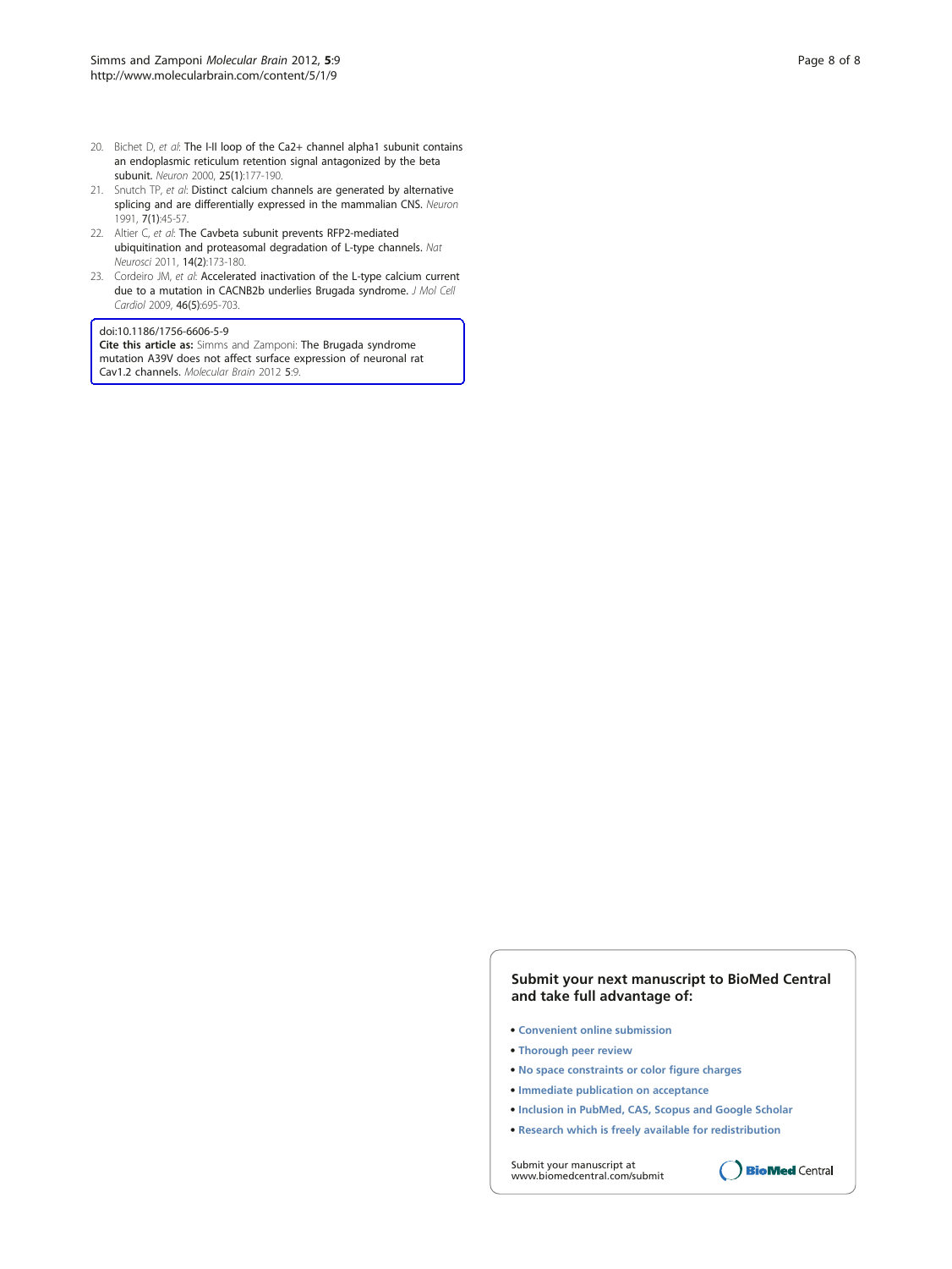20. Bichet D, *et al*: **The I-II loop of the Ca2+ channel alpha1 subunit contains an endoplasmic reticulum retention signal antagonized by the beta subunit.** *Neuron* 2000, **25(1)**:177-190.
21. Snutch TP, *et al*: **Distinct calcium channels are generated by alternative splicing and are differentially expressed in the mammalian CNS.** *Neuron* 1991, **7(1)**:45-57.
22. Altier C, *et al*: **The Cavbeta subunit prevents RFP2-mediated ubiquitination and proteasomal degradation of L-type channels.** *Nat Neurosci* 2011, **14(2)**:173-180.
23. Cordeiro JM, *et al*: **Accelerated inactivation of the L-type calcium current due to a mutation in CACNB2b underlies Brugada syndrome.** *J Mol Cell Cardiol* 2009, **46(5)**:695-703.

doi:10.1186/1756-6606-5-9
**Cite this article as:** Simms and Zamponi: **The Brugada syndrome mutation A39V does not affect surface expression of neuronal rat Cav1.2 channels.** *Molecular Brain* 2012 **5**:9.

**Submit your next manuscript to BioMed Central and take full advantage of:**

- **Convenient online submission**
- **Thorough peer review**
- **No space constraints or color figure charges**
- **Immediate publication on acceptance**
- **Inclusion in PubMed, CAS, Scopus and Google Scholar**
- **Research which is freely available for redistribution**

Submit your manuscript at
www.biomedcentral.com/submit

BioMed Central